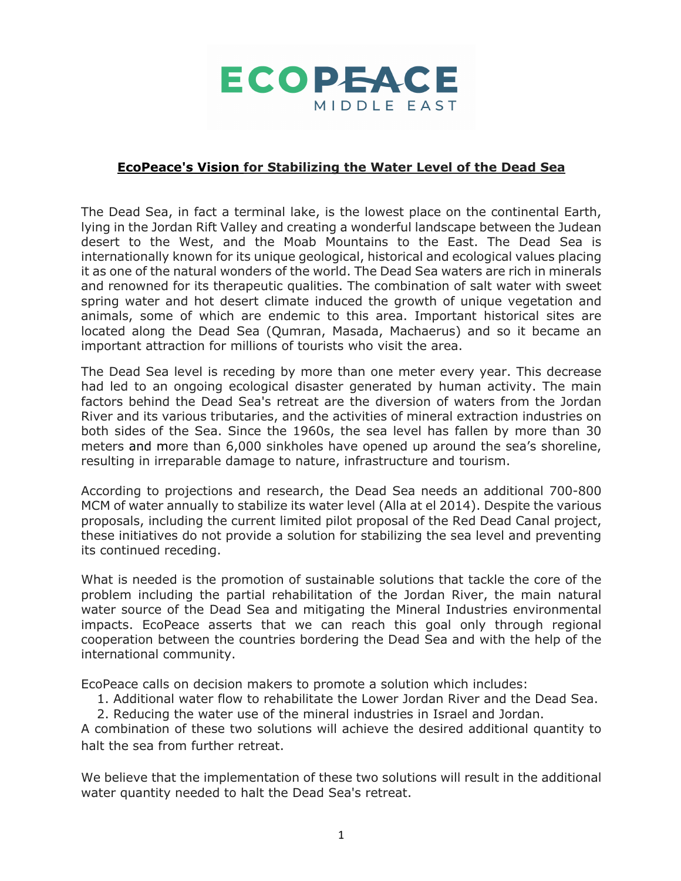**ECOPEACE**
MIDDLE EAST

# EcoPeace's Vision for Stabilizing the Water Level of the Dead Sea

The Dead Sea, in fact a terminal lake, is the lowest place on the continental Earth, lying in the Jordan Rift Valley and creating a wonderful landscape between the Judean desert to the West, and the Moab Mountains to the East. The Dead Sea is internationally known for its unique geological, historical and ecological values placing it as one of the natural wonders of the world. The Dead Sea waters are rich in minerals and renowned for its therapeutic qualities. The combination of salt water with sweet spring water and hot desert climate induced the growth of unique vegetation and animals, some of which are endemic to this area. Important historical sites are located along the Dead Sea (Qumran, Masada, Machaerus) and so it became an important attraction for millions of tourists who visit the area.

The Dead Sea level is receding by more than one meter every year. This decrease had led to an ongoing ecological disaster generated by human activity. The main factors behind the Dead Sea's retreat are the diversion of waters from the Jordan River and its various tributaries, and the activities of mineral extraction industries on both sides of the Sea. Since the 1960s, the sea level has fallen by more than 30 meters and more than 6,000 sinkholes have opened up around the sea's shoreline, resulting in irreparable damage to nature, infrastructure and tourism.

According to projections and research, the Dead Sea needs an additional 700-800 MCM of water annually to stabilize its water level (Alla at el 2014). Despite the various proposals, including the current limited pilot proposal of the Red Dead Canal project, these initiatives do not provide a solution for stabilizing the sea level and preventing its continued receding.

What is needed is the promotion of sustainable solutions that tackle the core of the problem including the partial rehabilitation of the Jordan River, the main natural water source of the Dead Sea and mitigating the Mineral Industries environmental impacts. EcoPeace asserts that we can reach this goal only through regional cooperation between the countries bordering the Dead Sea and with the help of the international community.

EcoPeace calls on decision makers to promote a solution which includes:

1. Additional water flow to rehabilitate the Lower Jordan River and the Dead Sea.
2. Reducing the water use of the mineral industries in Israel and Jordan.

A combination of these two solutions will achieve the desired additional quantity to halt the sea from further retreat.

We believe that the implementation of these two solutions will result in the additional water quantity needed to halt the Dead Sea's retreat.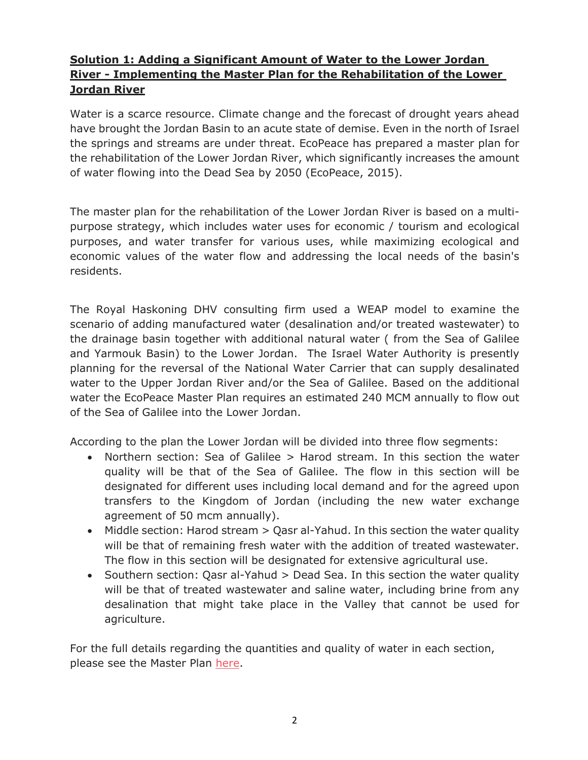**Solution 1: Adding a Significant Amount of Water to the Lower Jordan River - Implementing the Master Plan for the Rehabilitation of the Lower Jordan River**

Water is a scarce resource. Climate change and the forecast of drought years ahead have brought the Jordan Basin to an acute state of demise. Even in the north of Israel the springs and streams are under threat. EcoPeace has prepared a master plan for the rehabilitation of the Lower Jordan River, which significantly increases the amount of water flowing into the Dead Sea by 2050 (EcoPeace, 2015).

The master plan for the rehabilitation of the Lower Jordan River is based on a multi-purpose strategy, which includes water uses for economic / tourism and ecological purposes, and water transfer for various uses, while maximizing ecological and economic values of the water flow and addressing the local needs of the basin's residents.

The Royal Haskoning DHV consulting firm used a WEAP model to examine the scenario of adding manufactured water (desalination and/or treated wastewater) to the drainage basin together with additional natural water ( from the Sea of Galilee and Yarmouk Basin) to the Lower Jordan. The Israel Water Authority is presently planning for the reversal of the National Water Carrier that can supply desalinated water to the Upper Jordan River and/or the Sea of Galilee. Based on the additional water the EcoPeace Master Plan requires an estimated 240 MCM annually to flow out of the Sea of Galilee into the Lower Jordan.

According to the plan the Lower Jordan will be divided into three flow segments:

- Northern section: Sea of Galilee > Harod stream. In this section the water quality will be that of the Sea of Galilee. The flow in this section will be designated for different uses including local demand and for the agreed upon transfers to the Kingdom of Jordan (including the new water exchange agreement of 50 mcm annually).
- Middle section: Harod stream > Qasr al-Yahud. In this section the water quality will be that of remaining fresh water with the addition of treated wastewater. The flow in this section will be designated for extensive agricultural use.
- Southern section: Qasr al-Yahud > Dead Sea. In this section the water quality will be that of treated wastewater and saline water, including brine from any desalination that might take place in the Valley that cannot be used for agriculture.

For the full details regarding the quantities and quality of water in each section, please see the Master Plan here.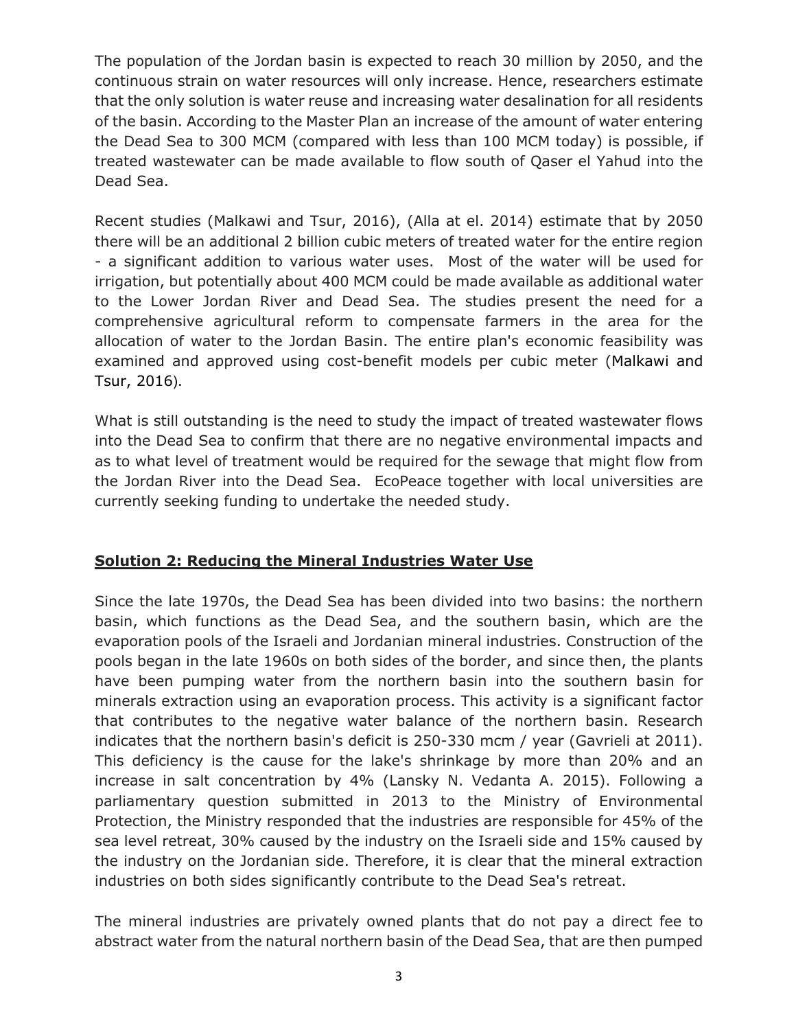The population of the Jordan basin is expected to reach 30 million by 2050, and the continuous strain on water resources will only increase. Hence, researchers estimate that the only solution is water reuse and increasing water desalination for all residents of the basin. According to the Master Plan an increase of the amount of water entering the Dead Sea to 300 MCM (compared with less than 100 MCM today) is possible, if treated wastewater can be made available to flow south of Qaser el Yahud into the Dead Sea.

Recent studies (Malkawi and Tsur, 2016), (Alla at el. 2014) estimate that by 2050 there will be an additional 2 billion cubic meters of treated water for the entire region - a significant addition to various water uses. Most of the water will be used for irrigation, but potentially about 400 MCM could be made available as additional water to the Lower Jordan River and Dead Sea. The studies present the need for a comprehensive agricultural reform to compensate farmers in the area for the allocation of water to the Jordan Basin. The entire plan's economic feasibility was examined and approved using cost-benefit models per cubic meter (Malkawi and Tsur, 2016).

What is still outstanding is the need to study the impact of treated wastewater flows into the Dead Sea to confirm that there are no negative environmental impacts and as to what level of treatment would be required for the sewage that might flow from the Jordan River into the Dead Sea. EcoPeace together with local universities are currently seeking funding to undertake the needed study.

## **Solution 2: Reducing the Mineral Industries Water Use**

Since the late 1970s, the Dead Sea has been divided into two basins: the northern basin, which functions as the Dead Sea, and the southern basin, which are the evaporation pools of the Israeli and Jordanian mineral industries. Construction of the pools began in the late 1960s on both sides of the border, and since then, the plants have been pumping water from the northern basin into the southern basin for minerals extraction using an evaporation process. This activity is a significant factor that contributes to the negative water balance of the northern basin. Research indicates that the northern basin's deficit is 250-330 mcm / year (Gavrieli at 2011). This deficiency is the cause for the lake's shrinkage by more than 20% and an increase in salt concentration by 4% (Lansky N. Vedanta A. 2015). Following a parliamentary question submitted in 2013 to the Ministry of Environmental Protection, the Ministry responded that the industries are responsible for 45% of the sea level retreat, 30% caused by the industry on the Israeli side and 15% caused by the industry on the Jordanian side. Therefore, it is clear that the mineral extraction industries on both sides significantly contribute to the Dead Sea's retreat.

The mineral industries are privately owned plants that do not pay a direct fee to abstract water from the natural northern basin of the Dead Sea, that are then pumped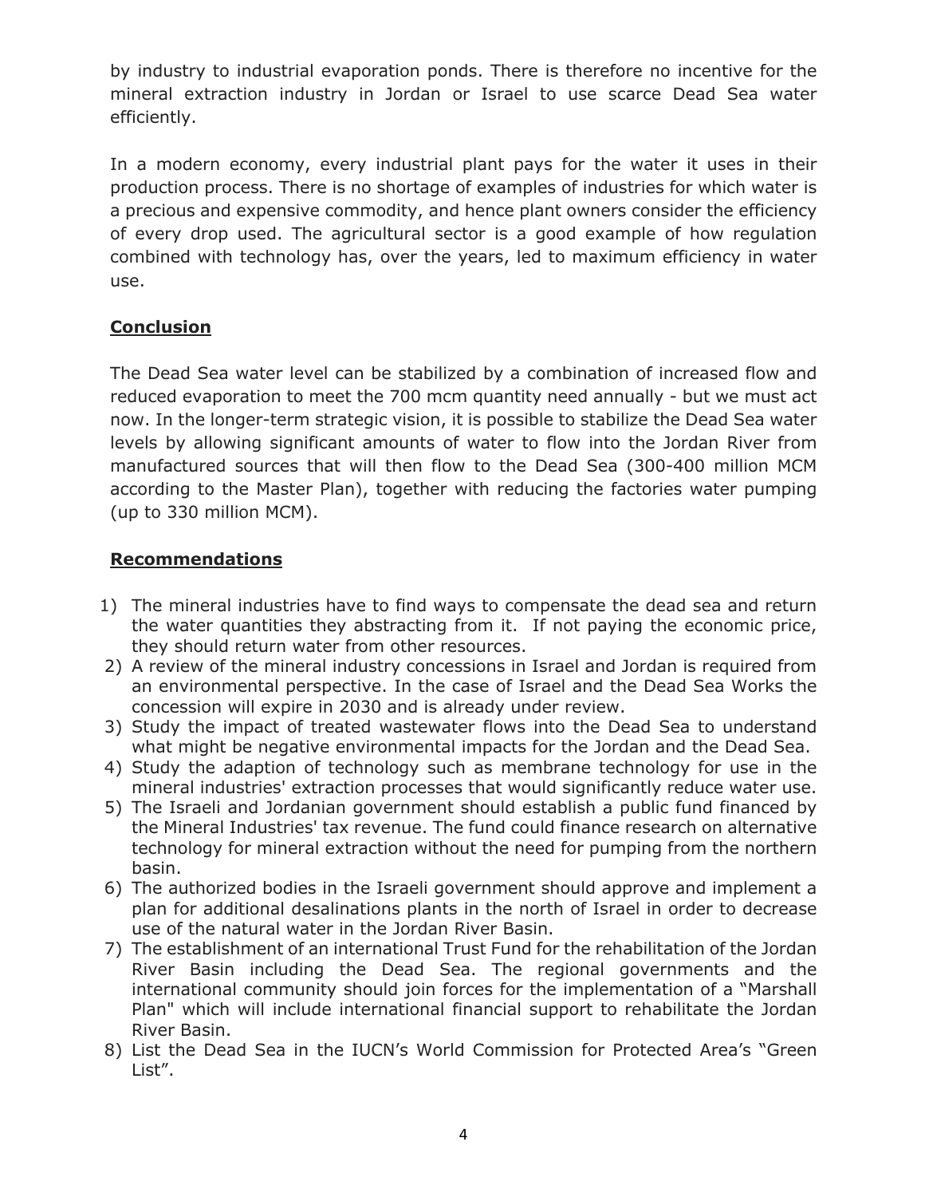by industry to industrial evaporation ponds. There is therefore no incentive for the mineral extraction industry in Jordan or Israel to use scarce Dead Sea water efficiently.

In a modern economy, every industrial plant pays for the water it uses in their production process. There is no shortage of examples of industries for which water is a precious and expensive commodity, and hence plant owners consider the efficiency of every drop used. The agricultural sector is a good example of how regulation combined with technology has, over the years, led to maximum efficiency in water use.

## **Conclusion**

The Dead Sea water level can be stabilized by a combination of increased flow and reduced evaporation to meet the 700 mcm quantity need annually - but we must act now. In the longer-term strategic vision, it is possible to stabilize the Dead Sea water levels by allowing significant amounts of water to flow into the Jordan River from manufactured sources that will then flow to the Dead Sea (300-400 million MCM according to the Master Plan), together with reducing the factories water pumping (up to 330 million MCM).

## **Recommendations**

1) The mineral industries have to find ways to compensate the dead sea and return the water quantities they abstracting from it. If not paying the economic price, they should return water from other resources.
2) A review of the mineral industry concessions in Israel and Jordan is required from an environmental perspective. In the case of Israel and the Dead Sea Works the concession will expire in 2030 and is already under review.
3) Study the impact of treated wastewater flows into the Dead Sea to understand what might be negative environmental impacts for the Jordan and the Dead Sea.
4) Study the adaption of technology such as membrane technology for use in the mineral industries' extraction processes that would significantly reduce water use.
5) The Israeli and Jordanian government should establish a public fund financed by the Mineral Industries' tax revenue. The fund could finance research on alternative technology for mineral extraction without the need for pumping from the northern basin.
6) The authorized bodies in the Israeli government should approve and implement a plan for additional desalinations plants in the north of Israel in order to decrease use of the natural water in the Jordan River Basin.
7) The establishment of an international Trust Fund for the rehabilitation of the Jordan River Basin including the Dead Sea. The regional governments and the international community should join forces for the implementation of a "Marshall Plan" which will include international financial support to rehabilitate the Jordan River Basin.
8) List the Dead Sea in the IUCN's World Commission for Protected Area's "Green List".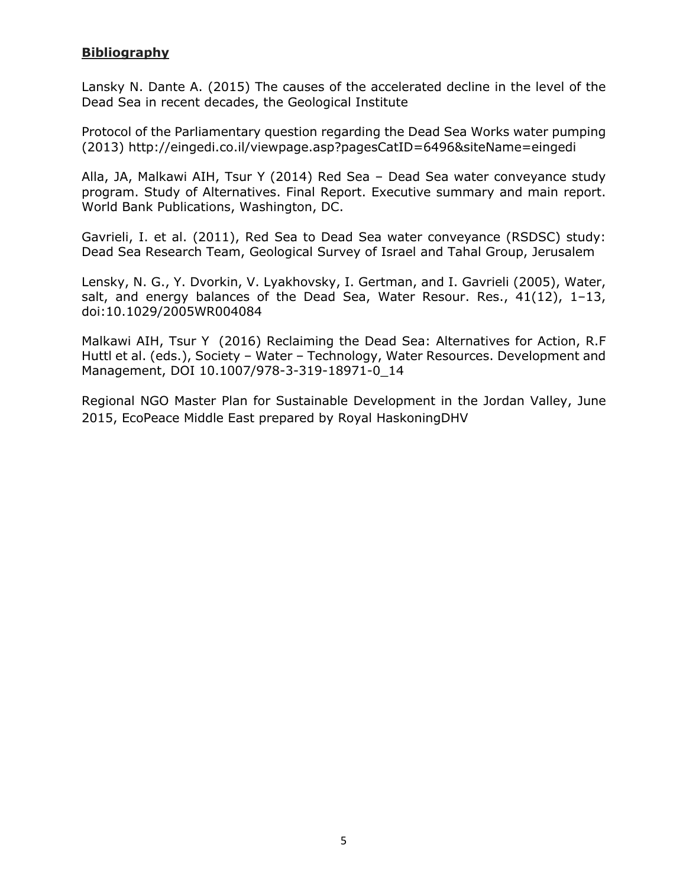## **Bibliography**

Lansky N. Dante A. (2015) The causes of the accelerated decline in the level of the Dead Sea in recent decades, the Geological Institute

Protocol of the Parliamentary question regarding the Dead Sea Works water pumping (2013) http://eingedi.co.il/viewpage.asp?pagesCatID=6496&siteName=eingedi

Alla, JA, Malkawi AIH, Tsur Y (2014) Red Sea – Dead Sea water conveyance study program. Study of Alternatives. Final Report. Executive summary and main report. World Bank Publications, Washington, DC.

Gavrieli, I. et al. (2011), Red Sea to Dead Sea water conveyance (RSDSC) study: Dead Sea Research Team, Geological Survey of Israel and Tahal Group, Jerusalem

Lensky, N. G., Y. Dvorkin, V. Lyakhovsky, I. Gertman, and I. Gavrieli (2005), Water, salt, and energy balances of the Dead Sea, Water Resour. Res., 41(12), 1–13, doi:10.1029/2005WR004084

Malkawi AIH, Tsur Y (2016) Reclaiming the Dead Sea: Alternatives for Action, R.F Huttl et al. (eds.), Society – Water – Technology, Water Resources. Development and Management, DOI 10.1007/978-3-319-18971-0_14

Regional NGO Master Plan for Sustainable Development in the Jordan Valley, June 2015, EcoPeace Middle East prepared by Royal HaskoningDHV